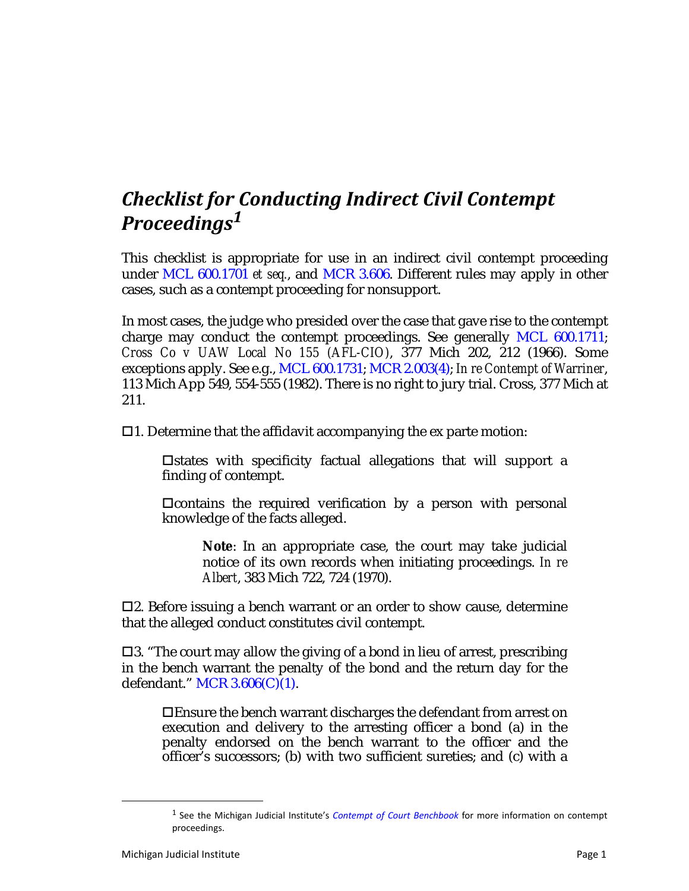# *Checklist for Conducting Indirect Civil Contempt Proceedings*[1]

This checklist is appropriate for use in an indirect civil contempt proceeding under MCL 600.1701 *et seq.*, and MCR 3.606. Different rules may apply in other cases, such as a contempt proceeding for nonsupport.

In most cases, the judge who presided over the case that gave rise to the contempt charge may conduct the contempt proceedings. See generally MCL 600.1711; *Cross Co v UAW Local No 155 (AFL-CIO)*, 377 Mich 202, 212 (1966). Some exceptions apply. See e.g., MCL 600.1731; MCR 2.003(4); *In re Contempt of Warriner*, 113 Mich App 549, 554-555 (1982). There is no right to jury trial. Cross, 377 Mich at 211.

☐1. Determine that the affidavit accompanying the ex parte motion:

> ☐states with specificity factual allegations that will support a finding of contempt.
>
> ☐contains the required verification by a person with personal knowledge of the facts alleged.
>
> > **Note**: In an appropriate case, the court may take judicial notice of its own records when initiating proceedings. *In re Albert*, 383 Mich 722, 724 (1970).

☐2. Before issuing a bench warrant or an order to show cause, determine that the alleged conduct constitutes civil contempt.

☐3. "The court may allow the giving of a bond in lieu of arrest, prescribing in the bench warrant the penalty of the bond and the return day for the defendant." MCR 3.606(C)(1).

> ☐Ensure the bench warrant discharges the defendant from arrest on execution and delivery to the arresting officer a bond (a) in the penalty endorsed on the bench warrant to the officer and the officer's successors; (b) with two sufficient sureties; and (c) with a

---

[1] See the Michigan Judicial Institute's *Contempt of Court Benchbook* for more information on contempt proceedings.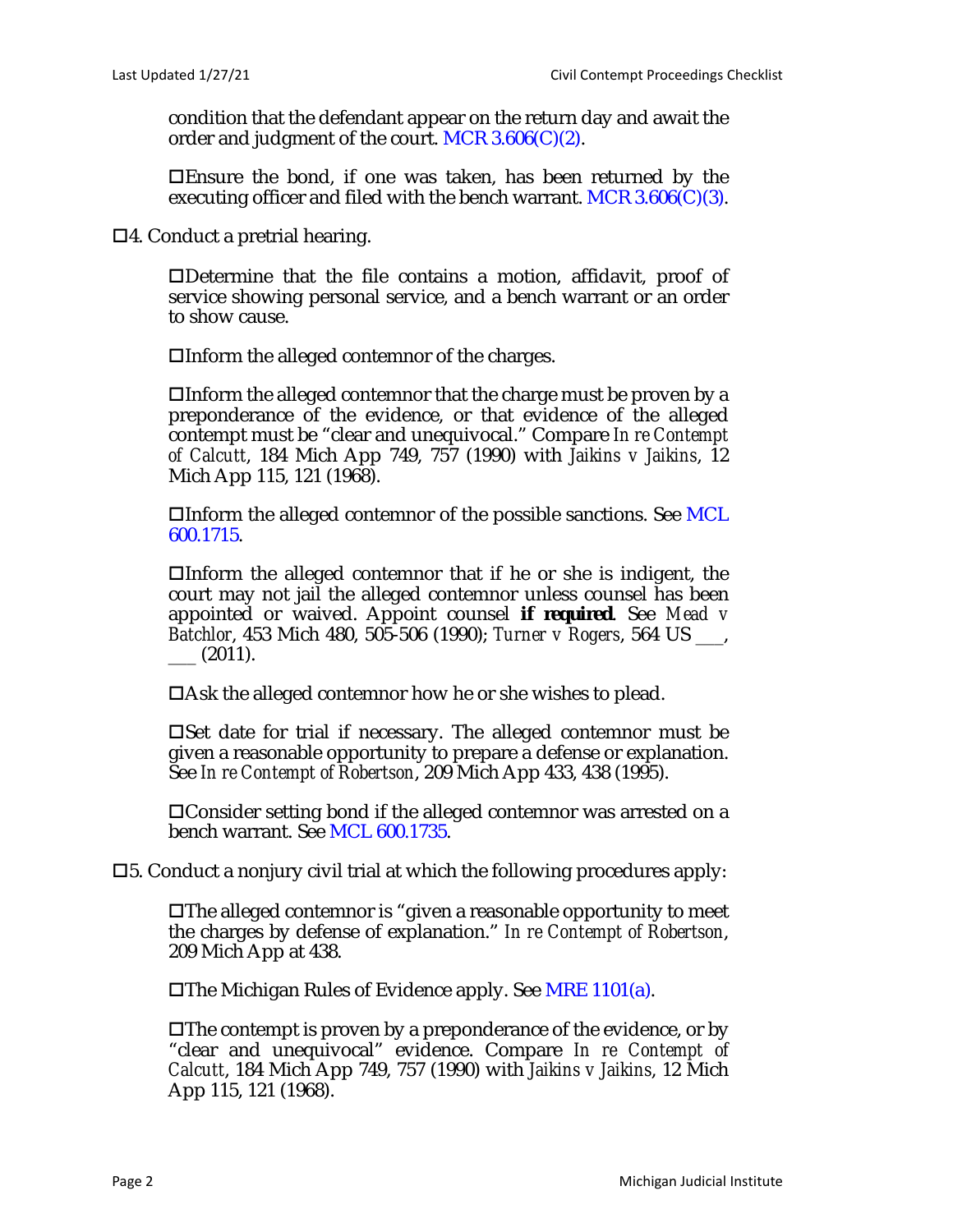condition that the defendant appear on the return day and await the order and judgment of the court. MCR 3.606(C)(2).

- ☐Ensure the bond, if one was taken, has been returned by the executing officer and filed with the bench warrant. MCR 3.606(C)(3).

☐4. Conduct a pretrial hearing.

- ☐Determine that the file contains a motion, affidavit, proof of service showing personal service, and a bench warrant or an order to show cause.

- ☐Inform the alleged contemnor of the charges.

- ☐Inform the alleged contemnor that the charge must be proven by a preponderance of the evidence, or that evidence of the alleged contempt must be "clear and unequivocal." Compare *In re Contempt of Calcutt*, 184 Mich App 749, 757 (1990) with *Jaikins v Jaikins*, 12 Mich App 115, 121 (1968).

- ☐Inform the alleged contemnor of the possible sanctions. See MCL 600.1715.

- ☐Inform the alleged contemnor that if he or she is indigent, the court may not jail the alleged contemnor unless counsel has been appointed or waived. Appoint counsel ***if required***. See *Mead v Batchlor*, 453 Mich 480, 505-506 (1990); *Turner v Rogers*, 564 US ___, ___ (2011).

- ☐Ask the alleged contemnor how he or she wishes to plead.

- ☐Set date for trial if necessary. The alleged contemnor must be given a reasonable opportunity to prepare a defense or explanation. See *In re Contempt of Robertson*, 209 Mich App 433, 438 (1995).

- ☐Consider setting bond if the alleged contemnor was arrested on a bench warrant. See MCL 600.1735.

☐5. Conduct a nonjury civil trial at which the following procedures apply:

- ☐The alleged contemnor is "given a reasonable opportunity to meet the charges by defense of explanation." *In re Contempt of Robertson*, 209 Mich App at 438.

- ☐The Michigan Rules of Evidence apply. See MRE 1101(a).

- ☐The contempt is proven by a preponderance of the evidence, or by "clear and unequivocal" evidence. Compare *In re Contempt of Calcutt*, 184 Mich App 749, 757 (1990) with *Jaikins v Jaikins*, 12 Mich App 115, 121 (1968).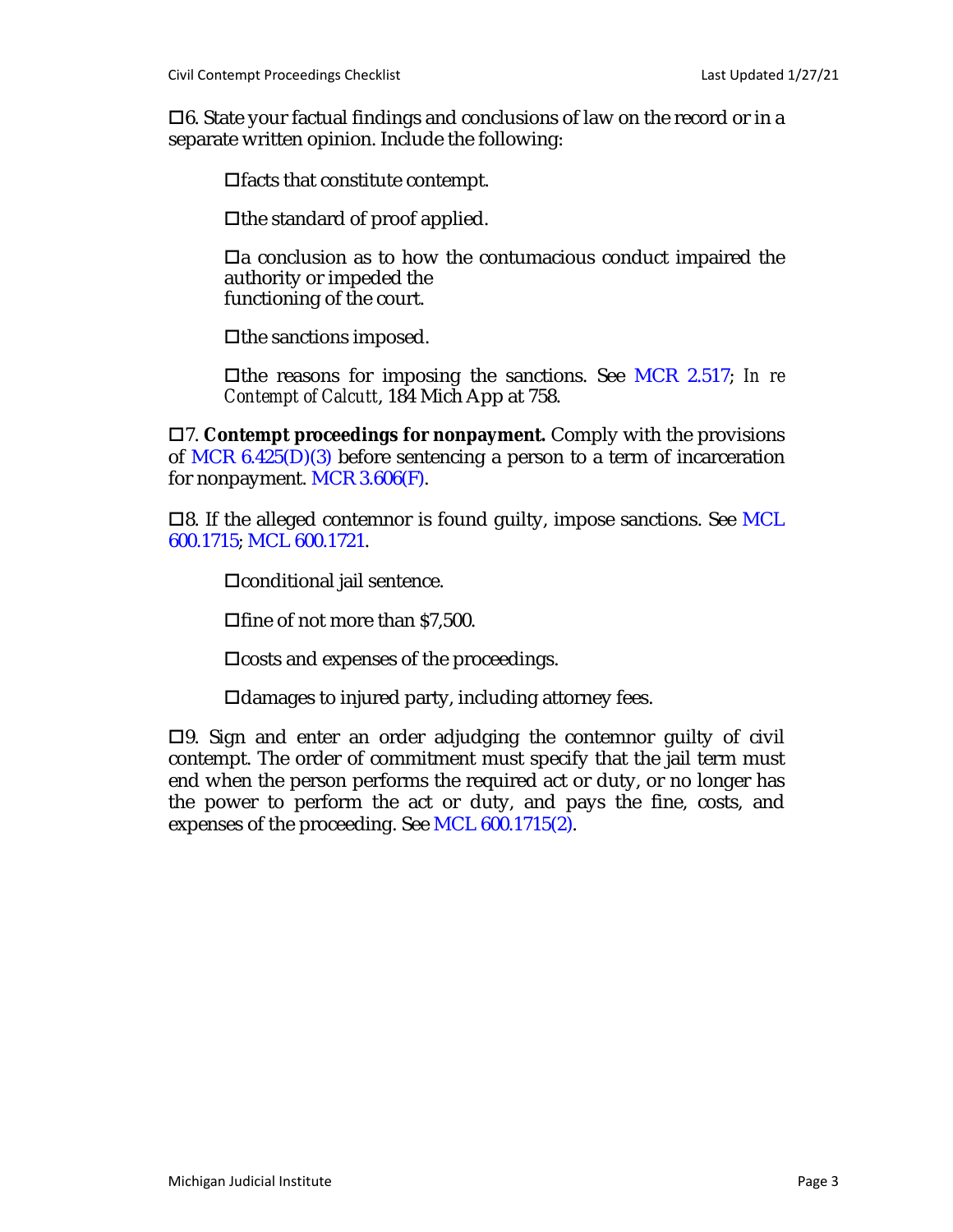☐6. State your factual findings and conclusions of law on the record or in a separate written opinion. Include the following:

- ☐facts that constitute contempt.
- ☐the standard of proof applied.
- ☐a conclusion as to how the contumacious conduct impaired the authority or impeded the functioning of the court.
- ☐the sanctions imposed.
- ☐the reasons for imposing the sanctions. See MCR 2.517; *In re Contempt of Calcutt*, 184 Mich App at 758.

☐7. **Contempt proceedings for nonpayment.** Comply with the provisions of MCR 6.425(D)(3) before sentencing a person to a term of incarceration for nonpayment. MCR 3.606(F).

☐8. If the alleged contemnor is found guilty, impose sanctions. See MCL 600.1715; MCL 600.1721.

- ☐conditional jail sentence.
- ☐fine of not more than $7,500.
- ☐costs and expenses of the proceedings.
- ☐damages to injured party, including attorney fees.

☐9. Sign and enter an order adjudging the contemnor guilty of civil contempt. The order of commitment must specify that the jail term must end when the person performs the required act or duty, or no longer has the power to perform the act or duty, and pays the fine, costs, and expenses of the proceeding. See MCL 600.1715(2).